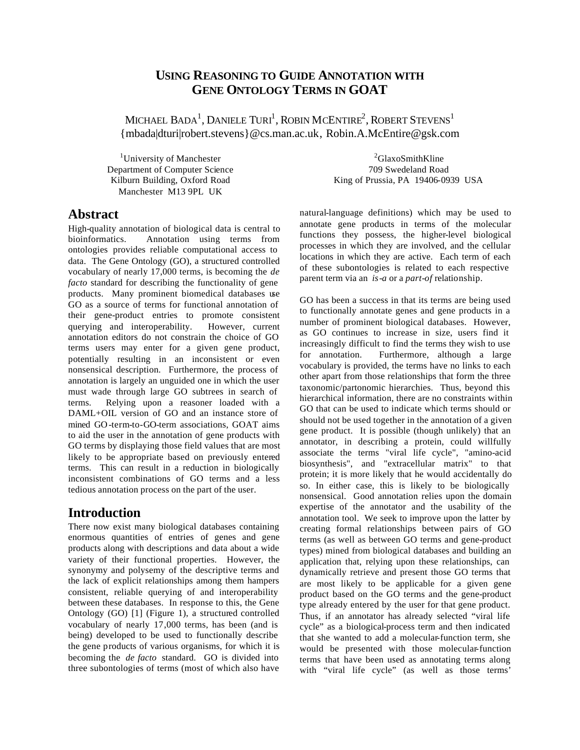# USING REASONING TO GUIDE ANNOTATION WITH GENE ONTOLOGY TERMS IN GOAT

MICHAEL BADA[1], DANIELE TURI[1], ROBIN MCENTIRE[2], ROBERT STEVENS[1]
{mbada|dturi|robert.stevens}@cs.man.ac.uk, Robin.A.McEntire@gsk.com

[1]University of Manchester
Department of Computer Science
Kilburn Building, Oxford Road
Manchester M13 9PL UK

[2]GlaxoSmithKline
709 Swedeland Road
King of Prussia, PA 19406-0939 USA

## Abstract

High-quality annotation of biological data is central to bioinformatics. Annotation using terms from ontologies provides reliable computational access to data. The Gene Ontology (GO), a structured controlled vocabulary of nearly 17,000 terms, is becoming the *de facto* standard for describing the functionality of gene products. Many prominent biomedical databases use GO as a source of terms for functional annotation of their gene-product entries to promote consistent querying and interoperability. However, current annotation editors do not constrain the choice of GO terms users may enter for a given gene product, potentially resulting in an inconsistent or even nonsensical description. Furthermore, the process of annotation is largely an unguided one in which the user must wade through large GO subtrees in search of terms. Relying upon a reasoner loaded with a DAML+OIL version of GO and an instance store of mined GO-term-to-GO-term associations, GOAT aims to aid the user in the annotation of gene products with GO terms by displaying those field values that are most likely to be appropriate based on previously entered terms. This can result in a reduction in biologically inconsistent combinations of GO terms and a less tedious annotation process on the part of the user.

## Introduction

There now exist many biological databases containing enormous quantities of entries of genes and gene products along with descriptions and data about a wide variety of their functional properties. However, the synonymy and polysemy of the descriptive terms and the lack of explicit relationships among them hampers consistent, reliable querying of and interoperability between these databases. In response to this, the Gene Ontology (GO) [1] (Figure 1), a structured controlled vocabulary of nearly 17,000 terms, has been (and is being) developed to be used to functionally describe the gene products of various organisms, for which it is becoming the *de facto* standard. GO is divided into three subontologies of terms (most of which also have natural-language definitions) which may be used to annotate gene products in terms of the molecular functions they possess, the higher-level biological processes in which they are involved, and the cellular locations in which they are active. Each term of each of these subontologies is related to each respective parent term via an *is-a* or a *part-of* relationship.

GO has been a success in that its terms are being used to functionally annotate genes and gene products in a number of prominent biological databases. However, as GO continues to increase in size, users find it increasingly difficult to find the terms they wish to use for annotation. Furthermore, although a large vocabulary is provided, the terms have no links to each other apart from those relationships that form the three taxonomic/partonomic hierarchies. Thus, beyond this hierarchical information, there are no constraints within GO that can be used to indicate which terms should or should not be used together in the annotation of a given gene product. It is possible (though unlikely) that an annotator, in describing a protein, could willfully associate the terms "viral life cycle", "amino-acid biosynthesis", and "extracellular matrix" to that protein; it is more likely that he would accidentally do so. In either case, this is likely to be biologically nonsensical. Good annotation relies upon the domain expertise of the annotator and the usability of the annotation tool. We seek to improve upon the latter by creating formal relationships between pairs of GO terms (as well as between GO terms and gene-product types) mined from biological databases and building an application that, relying upon these relationships, can dynamically retrieve and present those GO terms that are most likely to be applicable for a given gene product based on the GO terms and the gene-product type already entered by the user for that gene product. Thus, if an annotator has already selected "viral life cycle" as a biological-process term and then indicated that she wanted to add a molecular-function term, she would be presented with those molecular-function terms that have been used as annotating terms along with "viral life cycle" (as well as those terms'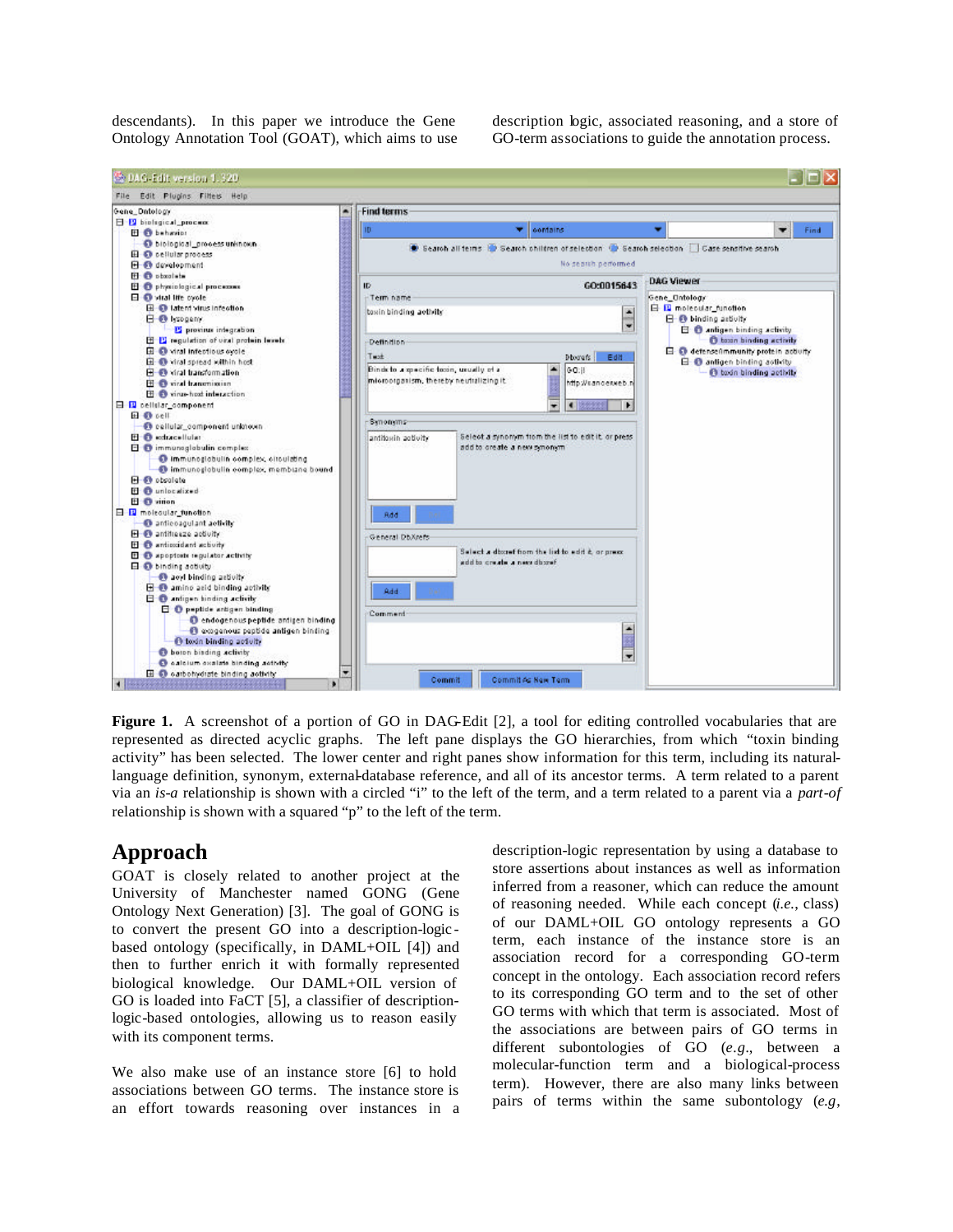descendants). In this paper we introduce the Gene Ontology Annotation Tool (GOAT), which aims to use description logic, associated reasoning, and a store of GO-term associations to guide the annotation process.

**Figure 1.** A screenshot of a portion of GO in DAG-Edit [2], a tool for editing controlled vocabularies that are represented as directed acyclic graphs. The left pane displays the GO hierarchies, from which "toxin binding activity" has been selected. The lower center and right panes show information for this term, including its natural-language definition, synonym, external-database reference, and all of its ancestor terms. A term related to a parent via an *is-a* relationship is shown with a circled "i" to the left of the term, and a term related to a parent via a *part-of* relationship is shown with a squared "p" to the left of the term.

## Approach

GOAT is closely related to another project at the University of Manchester named GONG (Gene Ontology Next Generation) [3]. The goal of GONG is to convert the present GO into a description-logic-based ontology (specifically, in DAML+OIL [4]) and then to further enrich it with formally represented biological knowledge. Our DAML+OIL version of GO is loaded into FaCT [5], a classifier of description-logic-based ontologies, allowing us to reason easily with its component terms.

We also make use of an instance store [6] to hold associations between GO terms. The instance store is an effort towards reasoning over instances in a description-logic representation by using a database to store assertions about instances as well as information inferred from a reasoner, which can reduce the amount of reasoning needed. While each concept (*i.e.*, class) of our DAML+OIL GO ontology represents a GO term, each instance of the instance store is an association record for a corresponding GO-term concept in the ontology. Each association record refers to its corresponding GO term and to the set of other GO terms with which that term is associated. Most of the associations are between pairs of GO terms in different subontologies of GO (*e.g.*, between a molecular-function term and a biological-process term). However, there are also many links between pairs of terms within the same subontology (*e.g*,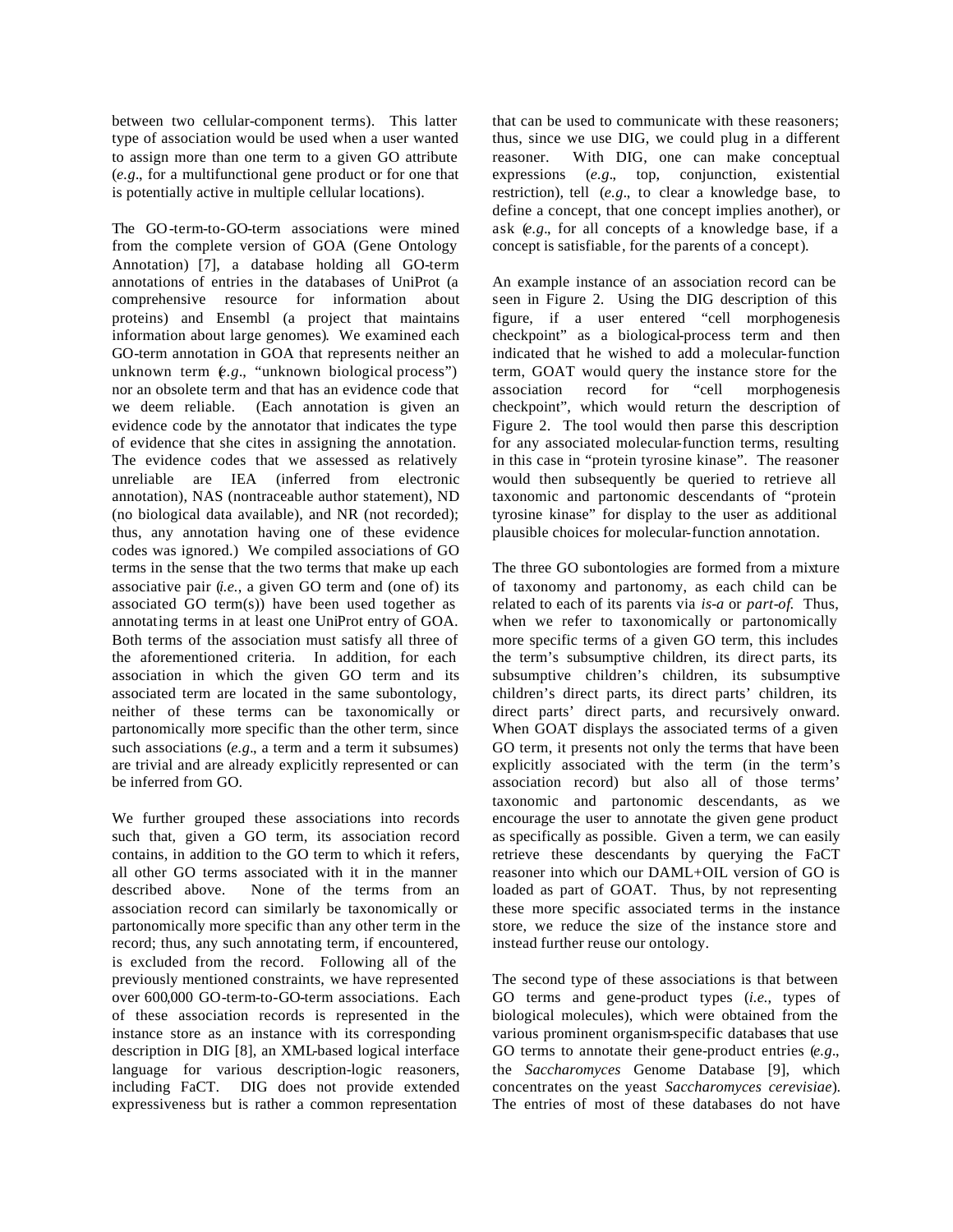between two cellular-component terms). This latter type of association would be used when a user wanted to assign more than one term to a given GO attribute (*e.g.*, for a multifunctional gene product or for one that is potentially active in multiple cellular locations).

The GO-term-to-GO-term associations were mined from the complete version of GOA (Gene Ontology Annotation) [7], a database holding all GO-term annotations of entries in the databases of UniProt (a comprehensive resource for information about proteins) and Ensembl (a project that maintains information about large genomes). We examined each GO-term annotation in GOA that represents neither an unknown term (*e.g.*, "unknown biological process") nor an obsolete term and that has an evidence code that we deem reliable. (Each annotation is given an evidence code by the annotator that indicates the type of evidence that she cites in assigning the annotation. The evidence codes that we assessed as relatively unreliable are IEA (inferred from electronic annotation), NAS (nontraceable author statement), ND (no biological data available), and NR (not recorded); thus, any annotation having one of these evidence codes was ignored.) We compiled associations of GO terms in the sense that the two terms that make up each associative pair (*i.e.*, a given GO term and (one of) its associated GO term(s)) have been used together as annotating terms in at least one UniProt entry of GOA. Both terms of the association must satisfy all three of the aforementioned criteria. In addition, for each association in which the given GO term and its associated term are located in the same subontology, neither of these terms can be taxonomically or partonomically more specific than the other term, since such associations (*e.g.*, a term and a term it subsumes) are trivial and are already explicitly represented or can be inferred from GO.

We further grouped these associations into records such that, given a GO term, its association record contains, in addition to the GO term to which it refers, all other GO terms associated with it in the manner described above. None of the terms from an association record can similarly be taxonomically or partonomically more specific than any other term in the record; thus, any such annotating term, if encountered, is excluded from the record. Following all of the previously mentioned constraints, we have represented over 600,000 GO-term-to-GO-term associations. Each of these association records is represented in the instance store as an instance with its corresponding description in DIG [8], an XML-based logical interface language for various description-logic reasoners, including FaCT. DIG does not provide extended expressiveness but is rather a common representation that can be used to communicate with these reasoners; thus, since we use DIG, we could plug in a different reasoner. With DIG, one can make conceptual expressions (*e.g.*, top, conjunction, existential restriction), tell (*e.g.*, to clear a knowledge base, to define a concept, that one concept implies another), or ask (*e.g.*, for all concepts of a knowledge base, if a concept is satisfiable, for the parents of a concept).

An example instance of an association record can be seen in Figure 2. Using the DIG description of this figure, if a user entered "cell morphogenesis checkpoint" as a biological-process term and then indicated that he wished to add a molecular-function term, GOAT would query the instance store for the association record for "cell morphogenesis checkpoint", which would return the description of Figure 2. The tool would then parse this description for any associated molecular-function terms, resulting in this case in "protein tyrosine kinase". The reasoner would then subsequently be queried to retrieve all taxonomic and partonomic descendants of "protein tyrosine kinase" for display to the user as additional plausible choices for molecular-function annotation.

The three GO subontologies are formed from a mixture of taxonomy and partonomy, as each child can be related to each of its parents via *is-a* or *part-of*. Thus, when we refer to taxonomically or partonomically more specific terms of a given GO term, this includes the term's subsumptive children, its direct parts, its subsumptive children's children, its subsumptive children's direct parts, its direct parts' children, its direct parts' direct parts, and recursively onward. When GOAT displays the associated terms of a given GO term, it presents not only the terms that have been explicitly associated with the term (in the term's association record) but also all of those terms' taxonomic and partonomic descendants, as we encourage the user to annotate the given gene product as specifically as possible. Given a term, we can easily retrieve these descendants by querying the FaCT reasoner into which our DAML+OIL version of GO is loaded as part of GOAT. Thus, by not representing these more specific associated terms in the instance store, we reduce the size of the instance store and instead further reuse our ontology.

The second type of these associations is that between GO terms and gene-product types (*i.e.*, types of biological molecules), which were obtained from the various prominent organism-specific databases that use GO terms to annotate their gene-product entries (*e.g.*, the *Saccharomyces* Genome Database [9], which concentrates on the yeast *Saccharomyces cerevisiae*). The entries of most of these databases do not have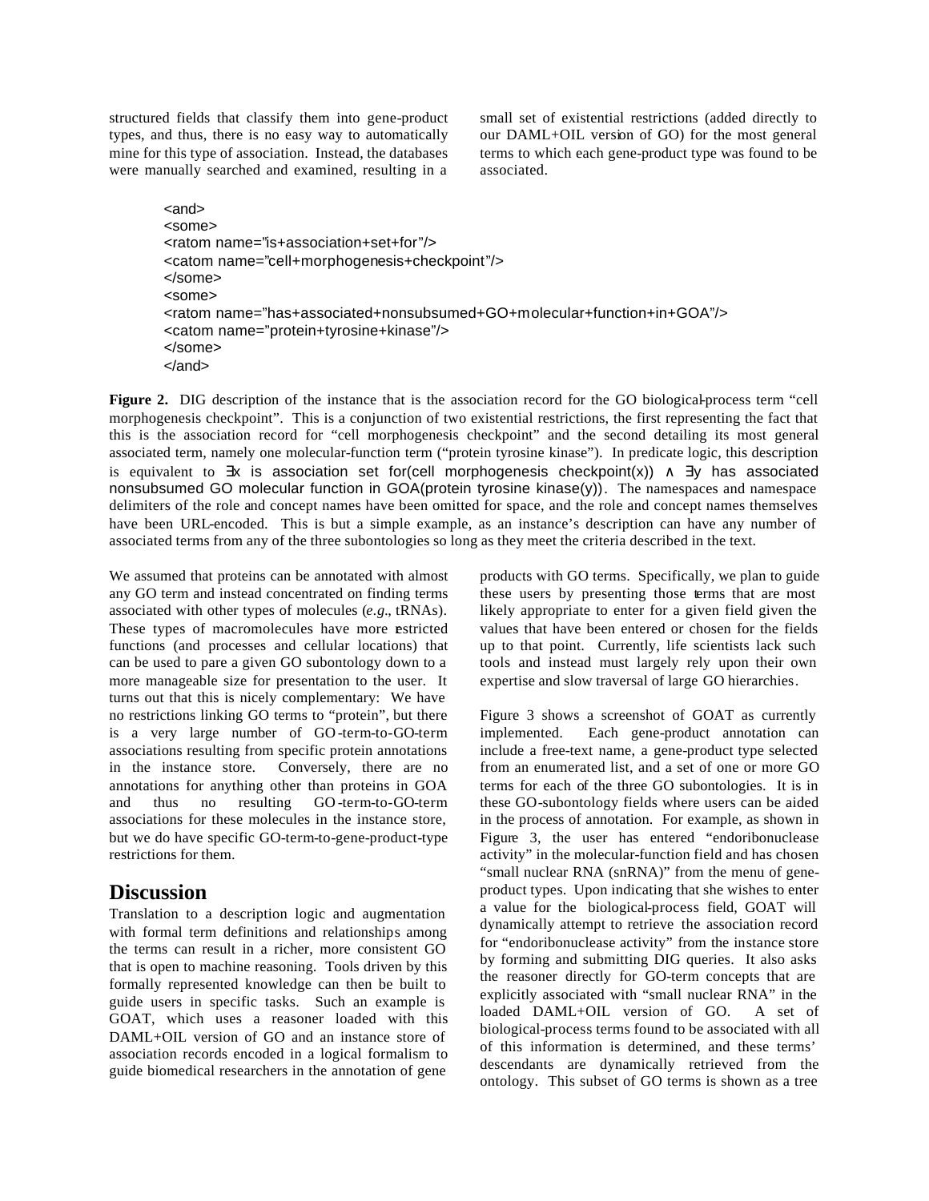structured fields that classify them into gene-product types, and thus, there is no easy way to automatically mine for this type of association. Instead, the databases were manually searched and examined, resulting in a small set of existential restrictions (added directly to our DAML+OIL version of GO) for the most general terms to which each gene-product type was found to be associated.

```
<and>
<some>
<ratom name="is+association+set+for"/>
<catom name="cell+morphogenesis+checkpoint"/>
</some>
<some>
<ratom name="has+associated+nonsubsumed+GO+molecular+function+in+GOA"/>
<catom name="protein+tyrosine+kinase"/>
</some>
</and>
```

**Figure 2.** DIG description of the instance that is the association record for the GO biological-process term "cell morphogenesis checkpoint". This is a conjunction of two existential restrictions, the first representing the fact that this is the association record for "cell morphogenesis checkpoint" and the second detailing its most general associated term, namely one molecular-function term ("protein tyrosine kinase"). In predicate logic, this description is equivalent to $\exists x$ is association set for(cell morphogenesis checkpoint(x)) $\wedge$ $\exists y$ has associated nonsubsumed GO molecular function in GOA(protein tyrosine kinase(y)). The namespaces and namespace delimiters of the role and concept names have been omitted for space, and the role and concept names themselves have been URL-encoded. This is but a simple example, as an instance's description can have any number of associated terms from any of the three subontologies so long as they meet the criteria described in the text.

We assumed that proteins can be annotated with almost any GO term and instead concentrated on finding terms associated with other types of molecules (*e.g.*, tRNAs). These types of macromolecules have more restricted functions (and processes and cellular locations) that can be used to pare a given GO subontology down to a more manageable size for presentation to the user. It turns out that this is nicely complementary: We have no restrictions linking GO terms to "protein", but there is a very large number of GO-term-to-GO-term associations resulting from specific protein annotations in the instance store. Conversely, there are no annotations for anything other than proteins in GOA and thus no resulting GO-term-to-GO-term associations for these molecules in the instance store, but we do have specific GO-term-to-gene-product-type restrictions for them.

## Discussion

Translation to a description logic and augmentation with formal term definitions and relationships among the terms can result in a richer, more consistent GO that is open to machine reasoning. Tools driven by this formally represented knowledge can then be built to guide users in specific tasks. Such an example is GOAT, which uses a reasoner loaded with this DAML+OIL version of GO and an instance store of association records encoded in a logical formalism to guide biomedical researchers in the annotation of gene products with GO terms. Specifically, we plan to guide these users by presenting those terms that are most likely appropriate to enter for a given field given the values that have been entered or chosen for the fields up to that point. Currently, life scientists lack such tools and instead must largely rely upon their own expertise and slow traversal of large GO hierarchies.

Figure 3 shows a screenshot of GOAT as currently implemented. Each gene-product annotation can include a free-text name, a gene-product type selected from an enumerated list, and a set of one or more GO terms for each of the three GO subontologies. It is in these GO-subontology fields where users can be aided in the process of annotation. For example, as shown in Figure 3, the user has entered "endoribonuclease activity" in the molecular-function field and has chosen "small nuclear RNA (snRNA)" from the menu of gene-product types. Upon indicating that she wishes to enter a value for the biological-process field, GOAT will dynamically attempt to retrieve the association record for "endoribonuclease activity" from the instance store by forming and submitting DIG queries. It also asks the reasoner directly for GO-term concepts that are explicitly associated with "small nuclear RNA" in the loaded DAML+OIL version of GO. A set of biological-process terms found to be associated with all of this information is determined, and these terms' descendants are dynamically retrieved from the ontology. This subset of GO terms is shown as a tree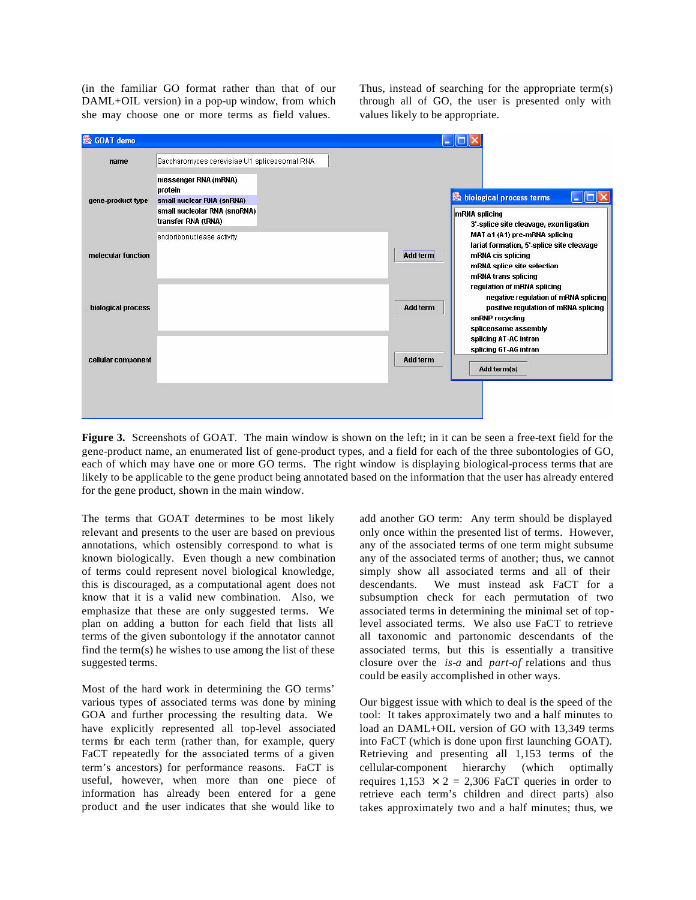(in the familiar GO format rather than that of our DAML+OIL version) in a pop-up window, from which she may choose one or more terms as field values. Thus, instead of searching for the appropriate term(s) through all of GO, the user is presented only with values likely to be appropriate.

**Figure 3.** Screenshots of GOAT. The main window is shown on the left; in it can be seen a free-text field for the gene-product name, an enumerated list of gene-product types, and a field for each of the three subontologies of GO, each of which may have one or more GO terms. The right window is displaying biological-process terms that are likely to be applicable to the gene product being annotated based on the information that the user has already entered for the gene product, shown in the main window.

The terms that GOAT determines to be most likely relevant and presents to the user are based on previous annotations, which ostensibly correspond to what is known biologically. Even though a new combination of terms could represent novel biological knowledge, this is discouraged, as a computational agent does not know that it is a valid new combination. Also, we emphasize that these are only suggested terms. We plan on adding a button for each field that lists all terms of the given subontology if the annotator cannot find the term(s) he wishes to use among the list of these suggested terms.

Most of the hard work in determining the GO terms' various types of associated terms was done by mining GOA and further processing the resulting data. We have explicitly represented all top-level associated terms for each term (rather than, for example, query FaCT repeatedly for the associated terms of a given term's ancestors) for performance reasons. FaCT is useful, however, when more than one piece of information has already been entered for a gene product and the user indicates that she would like to add another GO term: Any term should be displayed only once within the presented list of terms. However, any of the associated terms of one term might subsume any of the associated terms of another; thus, we cannot simply show all associated terms and all of their descendants. We must instead ask FaCT for a subsumption check for each permutation of two associated terms in determining the minimal set of top-level associated terms. We also use FaCT to retrieve all taxonomic and partonomic descendants of the associated terms, but this is essentially a transitive closure over the *is-a* and *part-of* relations and thus could be easily accomplished in other ways.

Our biggest issue with which to deal is the speed of the tool: It takes approximately two and a half minutes to load an DAML+OIL version of GO with 13,349 terms into FaCT (which is done upon first launching GOAT). Retrieving and presenting all 1,153 terms of the cellular-component hierarchy (which optimally requires $1{,}153 \times 2 = 2{,}306$ FaCT queries in order to retrieve each term's children and direct parts) also takes approximately two and a half minutes; thus, we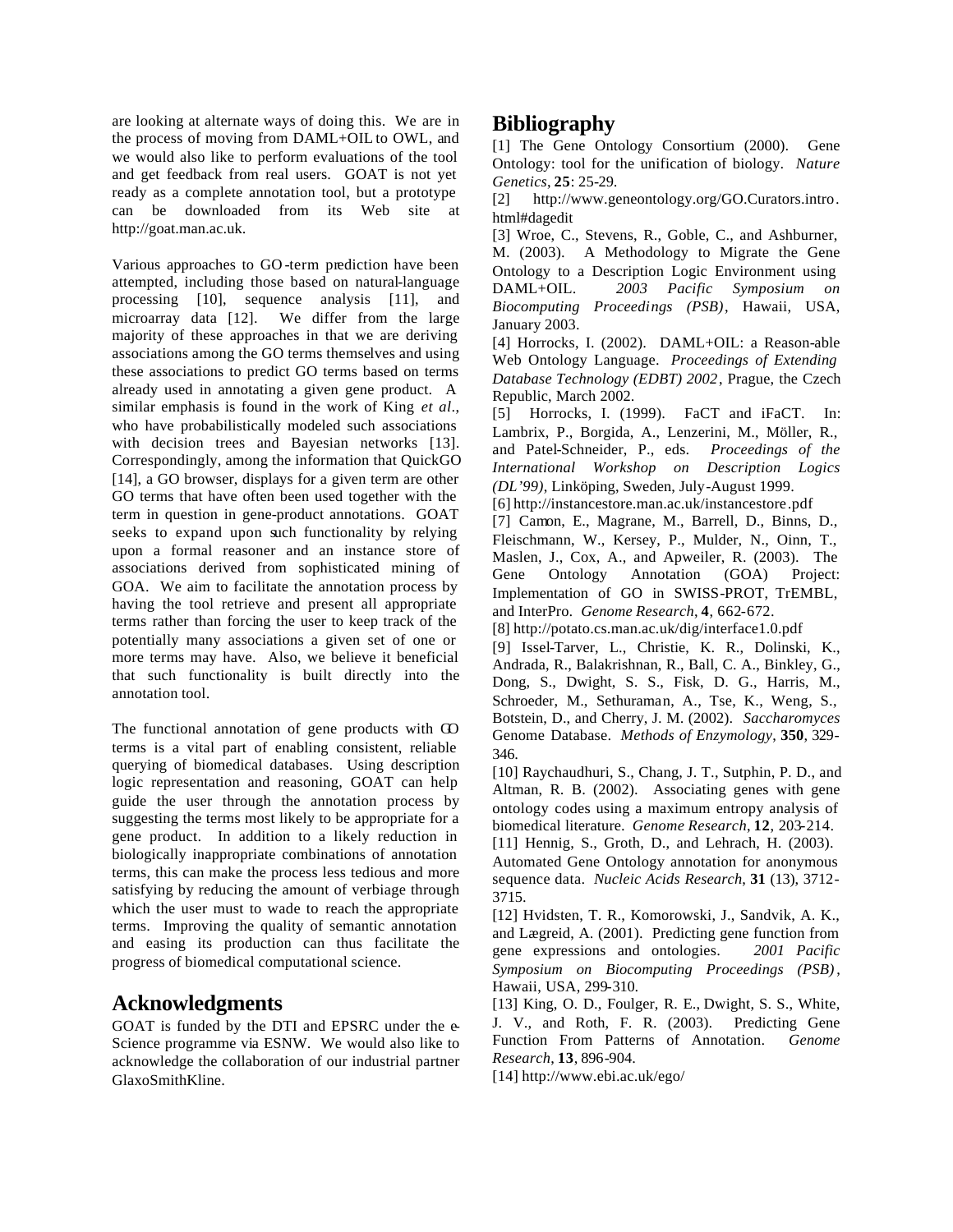are looking at alternate ways of doing this. We are in the process of moving from DAML+OIL to OWL, and we would also like to perform evaluations of the tool and get feedback from real users. GOAT is not yet ready as a complete annotation tool, but a prototype can be downloaded from its Web site at http://goat.man.ac.uk.

Various approaches to GO-term prediction have been attempted, including those based on natural-language processing [10], sequence analysis [11], and microarray data [12]. We differ from the large majority of these approaches in that we are deriving associations among the GO terms themselves and using these associations to predict GO terms based on terms already used in annotating a given gene product. A similar emphasis is found in the work of King *et al*., who have probabilistically modeled such associations with decision trees and Bayesian networks [13]. Correspondingly, among the information that QuickGO [14], a GO browser, displays for a given term are other GO terms that have often been used together with the term in question in gene-product annotations. GOAT seeks to expand upon such functionality by relying upon a formal reasoner and an instance store of associations derived from sophisticated mining of GOA. We aim to facilitate the annotation process by having the tool retrieve and present all appropriate terms rather than forcing the user to keep track of the potentially many associations a given set of one or more terms may have. Also, we believe it beneficial that such functionality is built directly into the annotation tool.

The functional annotation of gene products with GO terms is a vital part of enabling consistent, reliable querying of biomedical databases. Using description logic representation and reasoning, GOAT can help guide the user through the annotation process by suggesting the terms most likely to be appropriate for a gene product. In addition to a likely reduction in biologically inappropriate combinations of annotation terms, this can make the process less tedious and more satisfying by reducing the amount of verbiage through which the user must to wade to reach the appropriate terms. Improving the quality of semantic annotation and easing its production can thus facilitate the progress of biomedical computational science.

## Acknowledgments

GOAT is funded by the DTI and EPSRC under the e-Science programme via ESNW. We would also like to acknowledge the collaboration of our industrial partner GlaxoSmithKline.

## Bibliography

[1] The Gene Ontology Consortium (2000). Gene Ontology: tool for the unification of biology. *Nature Genetics*, **25**: 25-29.

[2] http://www.geneontology.org/GO.Curators.intro.html#dagedit

[3] Wroe, C., Stevens, R., Goble, C., and Ashburner, M. (2003). A Methodology to Migrate the Gene Ontology to a Description Logic Environment using DAML+OIL. *2003 Pacific Symposium on Biocomputing Proceedings (PSB)*, Hawaii, USA, January 2003.

[4] Horrocks, I. (2002). DAML+OIL: a Reason-able Web Ontology Language. *Proceedings of Extending Database Technology (EDBT) 2002*, Prague, the Czech Republic, March 2002.

[5] Horrocks, I. (1999). FaCT and iFaCT. In: Lambrix, P., Borgida, A., Lenzerini, M., Möller, R., and Patel-Schneider, P., eds. *Proceedings of the International Workshop on Description Logics (DL'99)*, Linköping, Sweden, July-August 1999.

[6] http://instancestore.man.ac.uk/instancestore.pdf

[7] Camon, E., Magrane, M., Barrell, D., Binns, D., Fleischmann, W., Kersey, P., Mulder, N., Oinn, T., Maslen, J., Cox, A., and Apweiler, R. (2003). The Gene Ontology Annotation (GOA) Project: Implementation of GO in SWISS-PROT, TrEMBL, and InterPro. *Genome Research*, **4**, 662-672.

[8] http://potato.cs.man.ac.uk/dig/interface1.0.pdf

[9] Issel-Tarver, L., Christie, K. R., Dolinski, K., Andrada, R., Balakrishnan, R., Ball, C. A., Binkley, G., Dong, S., Dwight, S. S., Fisk, D. G., Harris, M., Schroeder, M., Sethuraman, A., Tse, K., Weng, S., Botstein, D., and Cherry, J. M. (2002). *Saccharomyces* Genome Database. *Methods of Enzymology*, **350**, 329-346.

[10] Raychaudhuri, S., Chang, J. T., Sutphin, P. D., and Altman, R. B. (2002). Associating genes with gene ontology codes using a maximum entropy analysis of biomedical literature. *Genome Research*, **12**, 203-214.

[11] Hennig, S., Groth, D., and Lehrach, H. (2003). Automated Gene Ontology annotation for anonymous sequence data. *Nucleic Acids Research*, **31** (13), 3712-3715.

[12] Hvidsten, T. R., Komorowski, J., Sandvik, A. K., and Lægreid, A. (2001). Predicting gene function from gene expressions and ontologies. *2001 Pacific Symposium on Biocomputing Proceedings (PSB)*, Hawaii, USA, 299-310.

[13] King, O. D., Foulger, R. E., Dwight, S. S., White, J. V., and Roth, F. R. (2003). Predicting Gene Function From Patterns of Annotation. *Genome Research*, **13**, 896-904.

[14] http://www.ebi.ac.uk/ego/